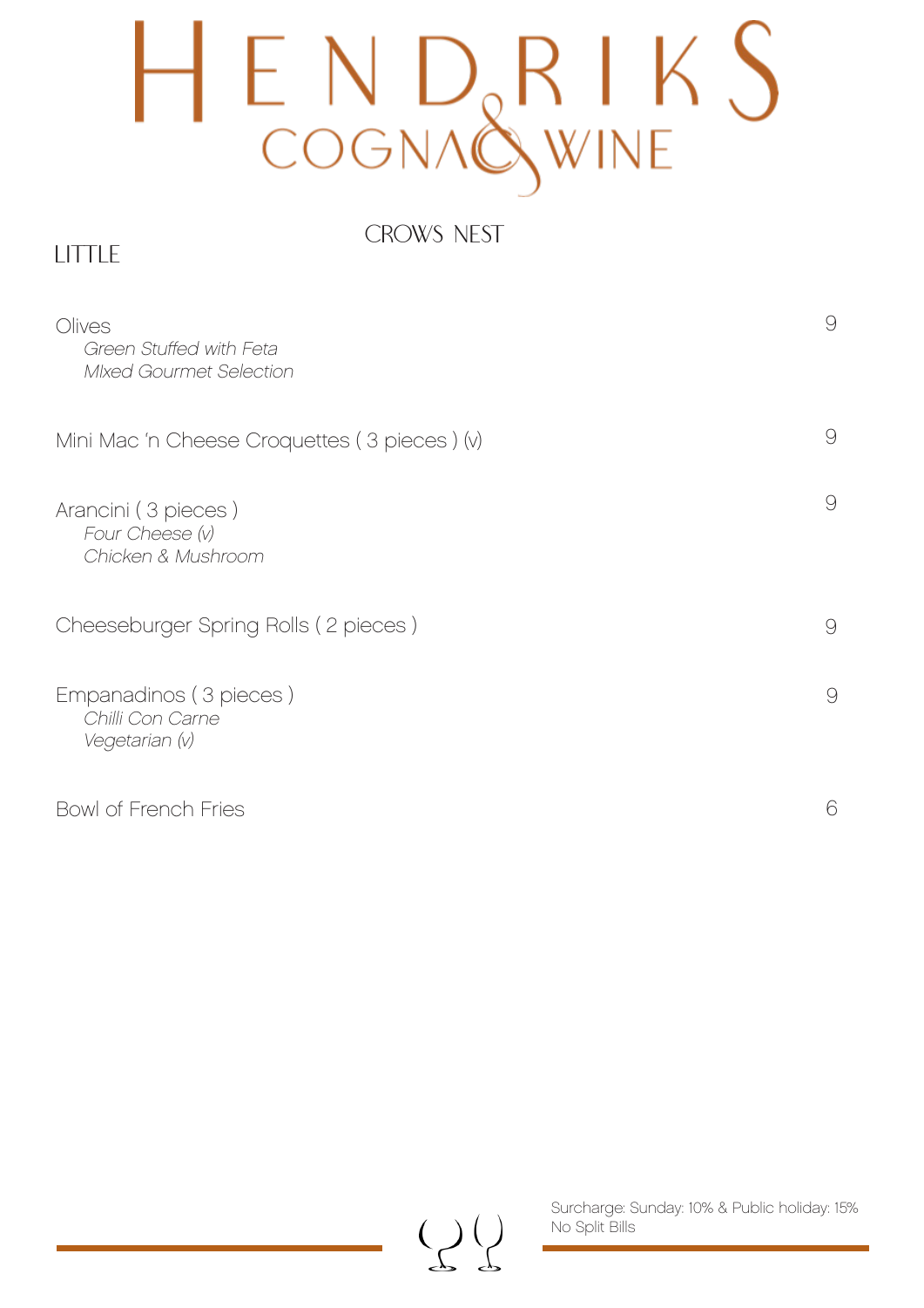# HENDRIKS
## COGNAC & WINE

CROWS NEST

## LITTLE

| | |
|---|---|
| Olives<br>*Green Stuffed with Feta*<br>*MIxed Gourmet Selection* | 9 |
| Mini Mac 'n Cheese Croquettes ( 3 pieces ) (v) | 9 |
| Arancini ( 3 pieces )<br>*Four Cheese (v)*<br>*Chicken & Mushroom* | 9 |
| Cheeseburger Spring Rolls ( 2 pieces ) | 9 |
| Empanadinos ( 3 pieces )<br>*Chilli Con Carne*<br>*Vegetarian (v)* | 9 |
| Bowl of French Fries | 6 |

Surcharge: Sunday: 10% & Public holiday: 15%
No Split Bills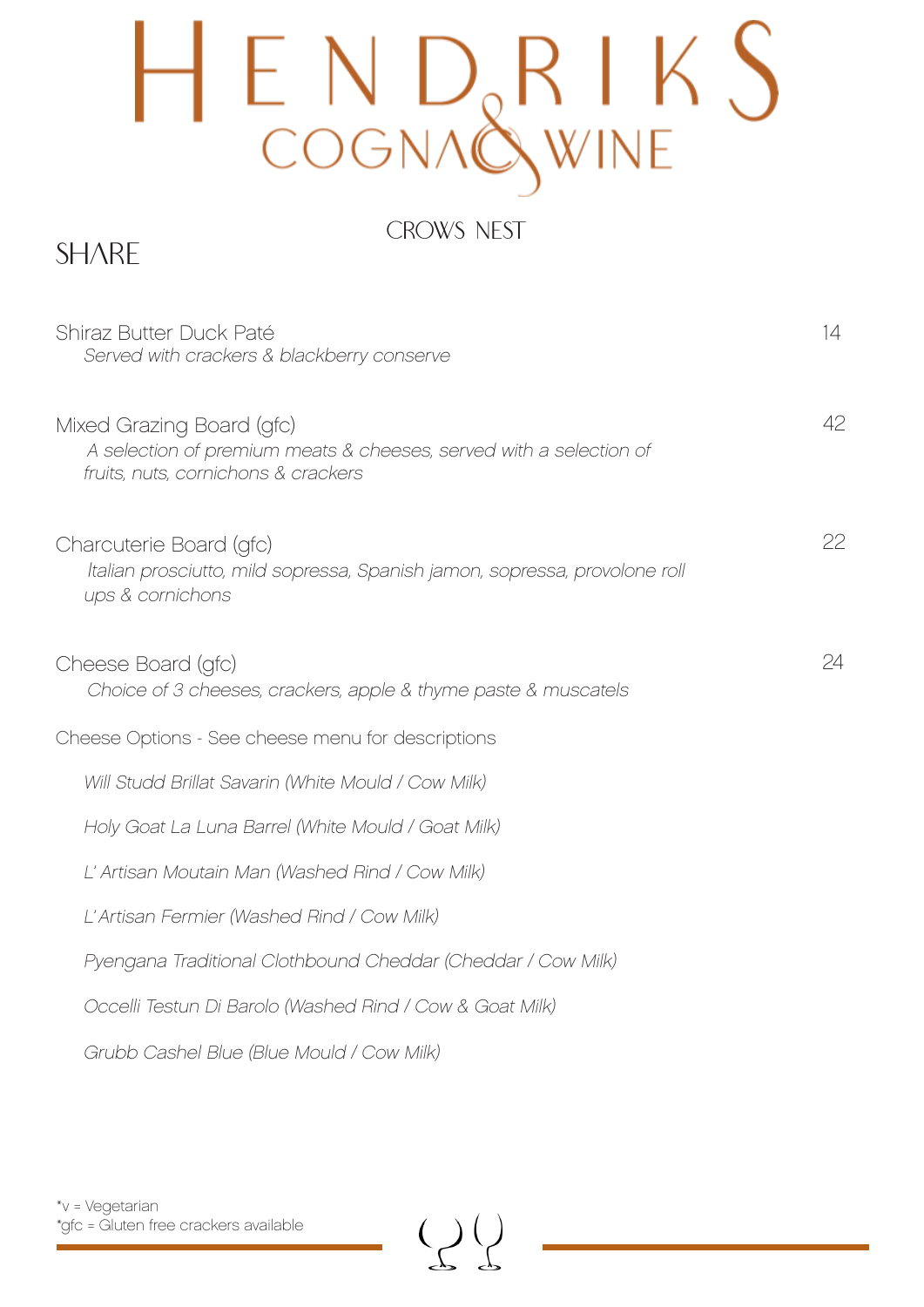# HENDRIKS COGNAC & WINE

CROWS NEST

## SHARE

Shiraz Butter Duck Paté — 14
*Served with crackers & blackberry conserve*

Mixed Grazing Board (gfc) — 42
*A selection of premium meats & cheeses, served with a selection of fruits, nuts, cornichons & crackers*

Charcuterie Board (gfc) — 22
*Italian prosciutto, mild sopressa, Spanish jamon, sopressa, provolone roll ups & cornichons*

Cheese Board (gfc) — 24
*Choice of 3 cheeses, crackers, apple & thyme paste & muscatels*

Cheese Options - See cheese menu for descriptions

*Will Studd Brillat Savarin (White Mould / Cow Milk)*

*Holy Goat La Luna Barrel (White Mould / Goat Milk)*

*L' Artisan Moutain Man (Washed Rind / Cow Milk)*

*L'Artisan Fermier (Washed Rind / Cow Milk)*

*Pyengana Traditional Clothbound Cheddar (Cheddar / Cow Milk)*

*Occelli Testun Di Barolo (Washed Rind / Cow & Goat Milk)*

*Grubb Cashel Blue (Blue Mould / Cow Milk)*

*v = Vegetarian
*gfc = Gluten free crackers available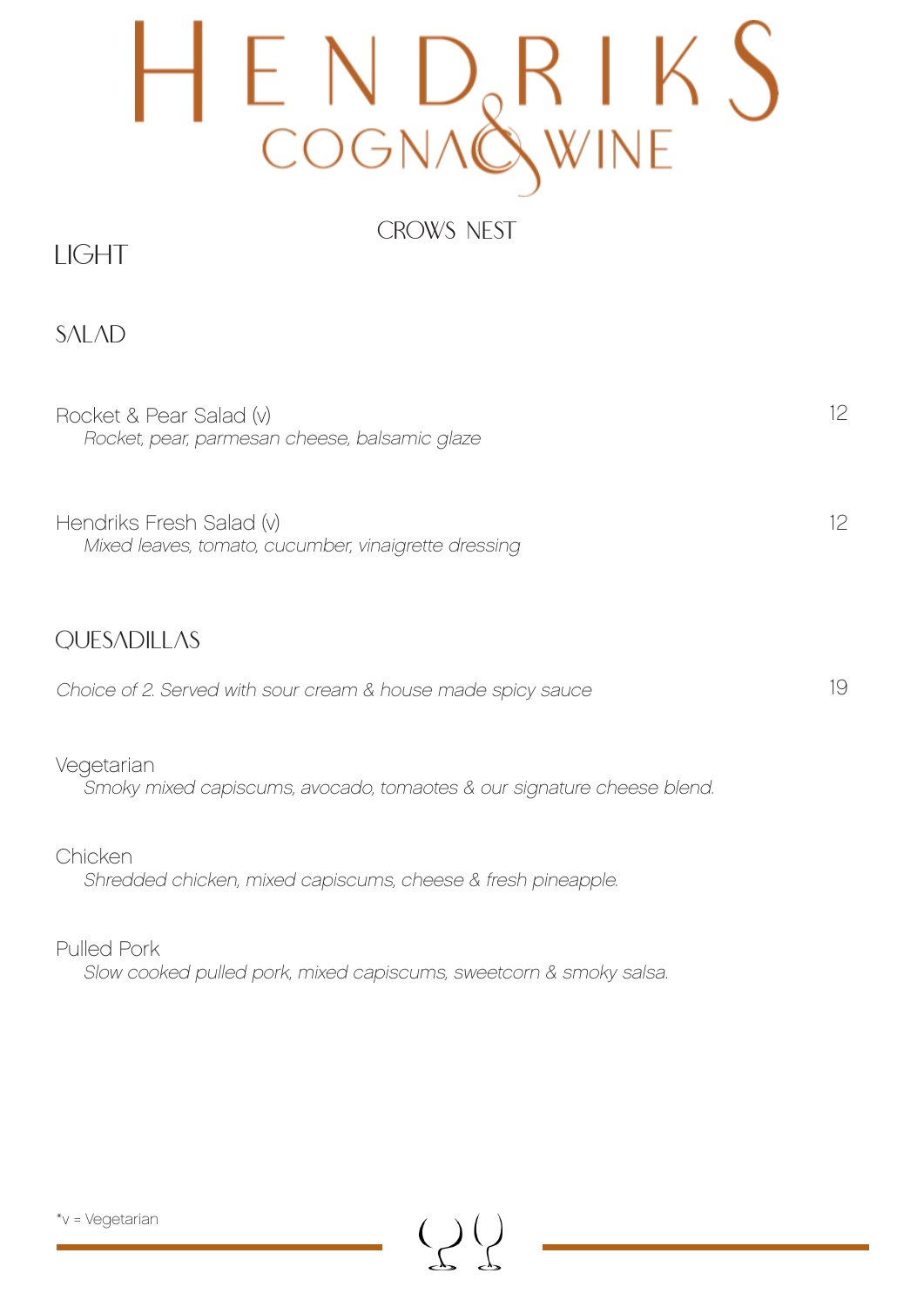# HENDRIKS
## COGNAC & WINE

CROWS NEST

## LIGHT

### SALAD

Rocket & Pear Salad (v) — 12
*Rocket, pear, parmesan cheese, balsamic glaze*

Hendriks Fresh Salad (v) — 12
*Mixed leaves, tomato, cucumber, vinaigrette dressing*

### QUESADILLAS

*Choice of 2. Served with sour cream & house made spicy sauce* — 19

Vegetarian
*Smoky mixed capiscums, avocado, tomaotes & our signature cheese blend.*

Chicken
*Shredded chicken, mixed capiscums, cheese & fresh pineapple.*

Pulled Pork
*Slow cooked pulled pork, mixed capiscums, sweetcorn & smoky salsa.*

*v = Vegetarian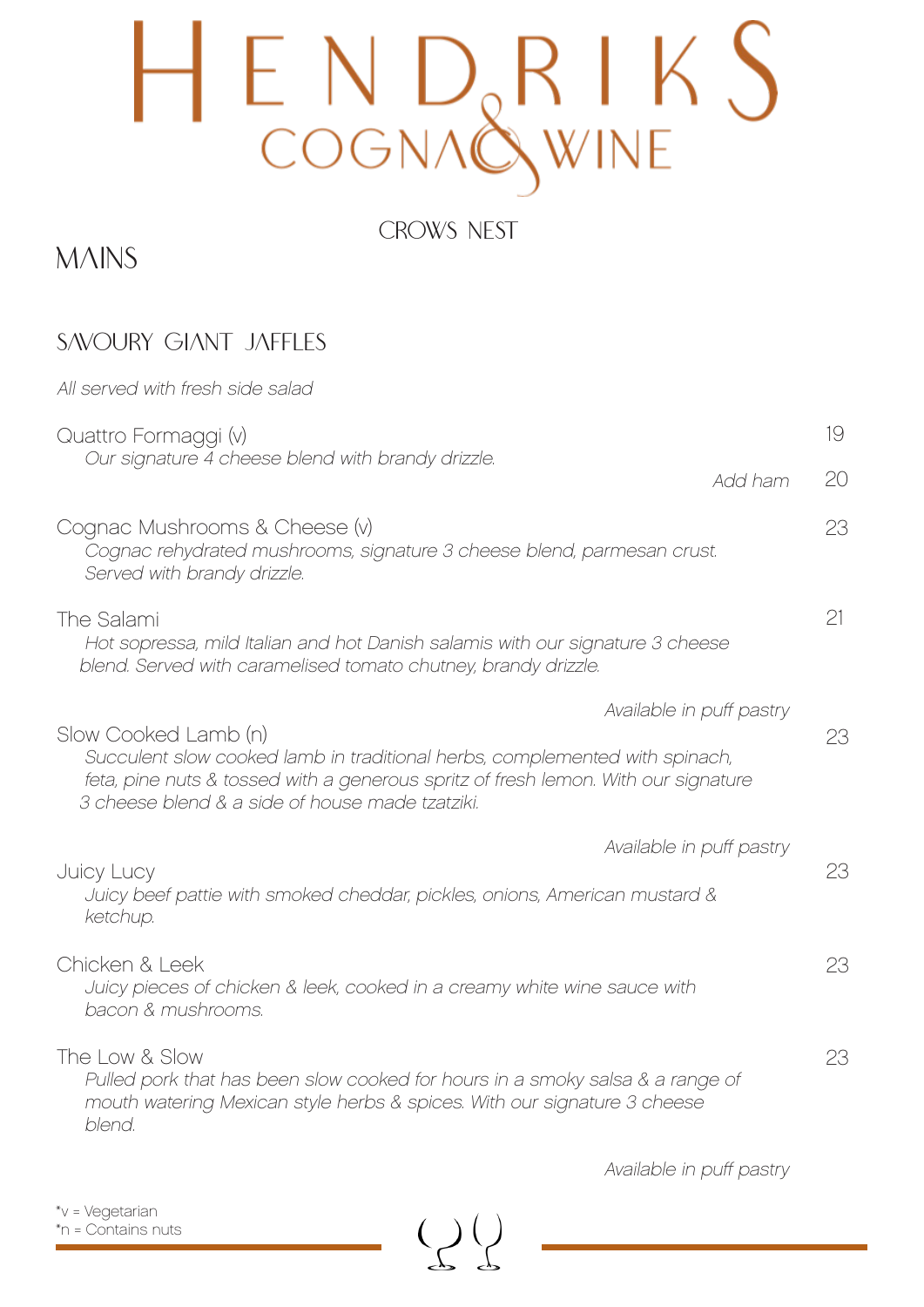# HENDRIKS
## COGNAC & WINE

CROWS NEST

## MAINS

### SAVOURY GIANT JAFFLES

*All served with fresh side salad*

**Quattro Formaggi (v)** — 19
*Our signature 4 cheese blend with brandy drizzle.*
*Add ham* — 20

**Cognac Mushrooms & Cheese (v)** — 23
*Cognac rehydrated mushrooms, signature 3 cheese blend, parmesan crust. Served with brandy drizzle.*

**The Salami** — 21
*Hot sopressa, mild Italian and hot Danish salamis with our signature 3 cheese blend. Served with caramelised tomato chutney, brandy drizzle.*

*Available in puff pastry*

**Slow Cooked Lamb (n)** — 23
*Succulent slow cooked lamb in traditional herbs, complemented with spinach, feta, pine nuts & tossed with a generous spritz of fresh lemon. With our signature 3 cheese blend & a side of house made tzatziki.*

*Available in puff pastry*

**Juicy Lucy** — 23
*Juicy beef pattie with smoked cheddar, pickles, onions, American mustard & ketchup.*

**Chicken & Leek** — 23
*Juicy pieces of chicken & leek, cooked in a creamy white wine sauce with bacon & mushrooms.*

**The Low & Slow** — 23
*Pulled pork that has been slow cooked for hours in a smoky salsa & a range of mouth watering Mexican style herbs & spices. With our signature 3 cheese blend.*

*Available in puff pastry*

*v = Vegetarian
*n = Contains nuts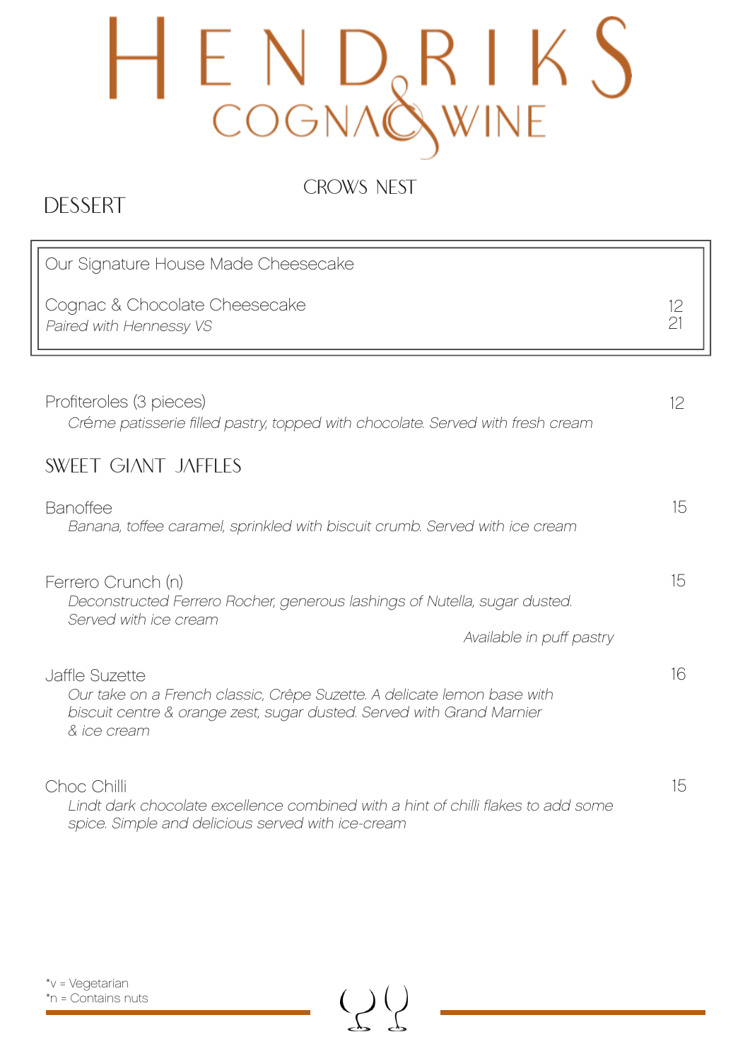# HENDRIKS COGNAC & WINE

CROWS NEST

## DESSERT

| Our Signature House Made Cheesecake | |
|---|---|
| Cognac & Chocolate Cheesecake | 12 |
| *Paired with Hennessy VS* | 21 |

Profiteroles (3 pieces) — 12
*Créme patisserie filled pastry, topped with chocolate. Served with fresh cream*

## SWEET GIANT JAFFLES

Banoffee — 15
*Banana, toffee caramel, sprinkled with biscuit crumb. Served with ice cream*

Ferrero Crunch (n) — 15
*Deconstructed Ferrero Rocher, generous lashings of Nutella, sugar dusted. Served with ice cream*

*Available in puff pastry*

Jaffle Suzette — 16
*Our take on a French classic, Crêpe Suzette. A delicate lemon base with biscuit centre & orange zest, sugar dusted. Served with Grand Marnier & ice cream*

Choc Chilli — 15
*Lindt dark chocolate excellence combined with a hint of chilli flakes to add some spice. Simple and delicious served with ice-cream*

*v = Vegetarian
*n = Contains nuts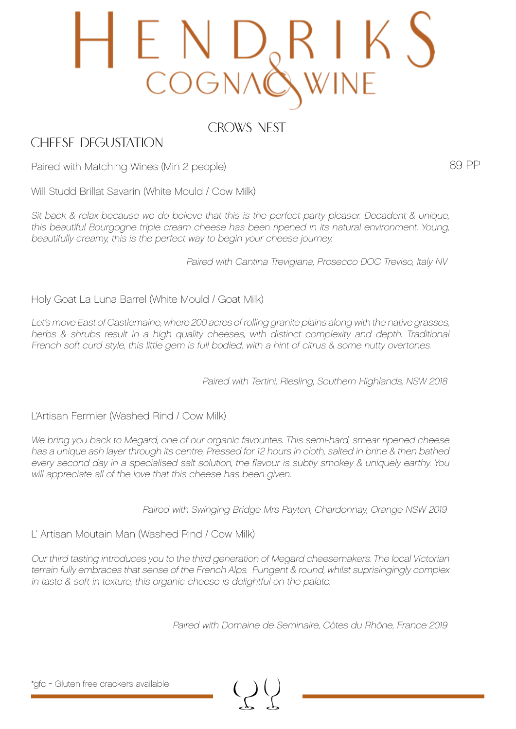# HENDRIKS COGNAC & WINE

## CROWS NEST

## CHEESE DEGUSTATION

Paired with Matching Wines (Min 2 people) 89 PP

Will Studd Brillat Savarin (White Mould / Cow Milk)

*Sit back & relax because we do believe that this is the perfect party pleaser. Decadent & unique, this beautiful Bourgogne triple cream cheese has been ripened in its natural environment. Young, beautifully creamy, this is the perfect way to begin your cheese journey.*

*Paired with Cantina Trevigiana, Prosecco DOC Treviso, Italy NV*

Holy Goat La Luna Barrel (White Mould / Goat Milk)

*Let's move East of Castlemaine, where 200 acres of rolling granite plains along with the native grasses, herbs & shrubs result in a high quality cheeses, with distinct complexity and depth. Traditional French soft curd style, this little gem is full bodied, with a hint of citrus & some nutty overtones.*

*Paired with Tertini, Riesling, Southern Highlands, NSW 2018*

L'Artisan Fermier (Washed Rind / Cow Milk)

*We bring you back to Megard, one of our organic favourites. This semi-hard, smear ripened cheese has a unique ash layer through its centre, Pressed for 12 hours in cloth, salted in brine & then bathed every second day in a specialised salt solution, the flavour is subtly smokey & uniquely earthy. You will appreciate all of the love that this cheese has been given.*

*Paired with Swinging Bridge Mrs Payten, Chardonnay, Orange NSW 2019*

L' Artisan Moutain Man (Washed Rind / Cow Milk)

*Our third tasting introduces you to the third generation of Megard cheesemakers. The local Victorian terrain fully embraces that sense of the French Alps. Pungent & round, whilst suprisingly complex in taste & soft in texture, this organic cheese is delightful on the palate.*

*Paired with Domaine de Seminaire, Côtes du Rhône, France 2019*

*gfc = Gluten free crackers available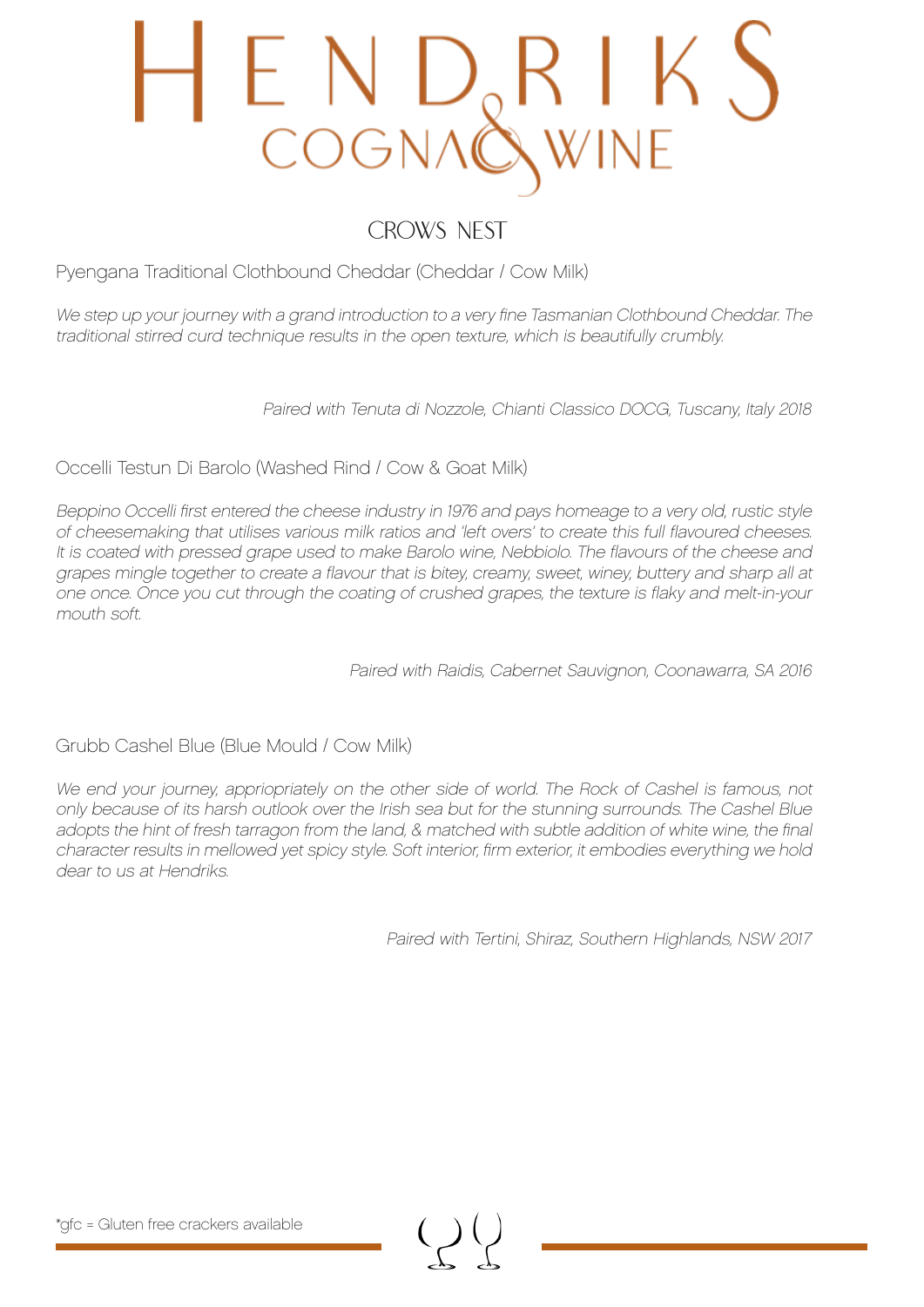# HENDRIKS COGNAC & WINE

## CROWS NEST

Pyengana Traditional Clothbound Cheddar (Cheddar / Cow Milk)

*We step up your journey with a grand introduction to a very fine Tasmanian Clothbound Cheddar. The traditional stirred curd technique results in the open texture, which is beautifully crumbly.*

*Paired with Tenuta di Nozzole, Chianti Classico DOCG, Tuscany, Italy 2018*

Occelli Testun Di Barolo (Washed Rind / Cow & Goat Milk)

*Beppino Occelli first entered the cheese industry in 1976 and pays homeage to a very old, rustic style of cheesemaking that utilises various milk ratios and 'left overs' to create this full flavoured cheeses. It is coated with pressed grape used to make Barolo wine, Nebbiolo. The flavours of the cheese and grapes mingle together to create a flavour that is bitey, creamy, sweet, winey, buttery and sharp all at one once. Once you cut through the coating of crushed grapes, the texture is flaky and melt-in-your mouth soft.*

*Paired with Raidis, Cabernet Sauvignon, Coonawarra, SA 2016*

Grubb Cashel Blue (Blue Mould / Cow Milk)

*We end your journey, appriopriately on the other side of world. The Rock of Cashel is famous, not only because of its harsh outlook over the Irish sea but for the stunning surrounds. The Cashel Blue adopts the hint of fresh tarragon from the land, & matched with subtle addition of white wine, the final character results in mellowed yet spicy style. Soft interior, firm exterior, it embodies everything we hold dear to us at Hendriks.*

*Paired with Tertini, Shiraz, Southern Highlands, NSW 2017*

*gfc = Gluten free crackers available